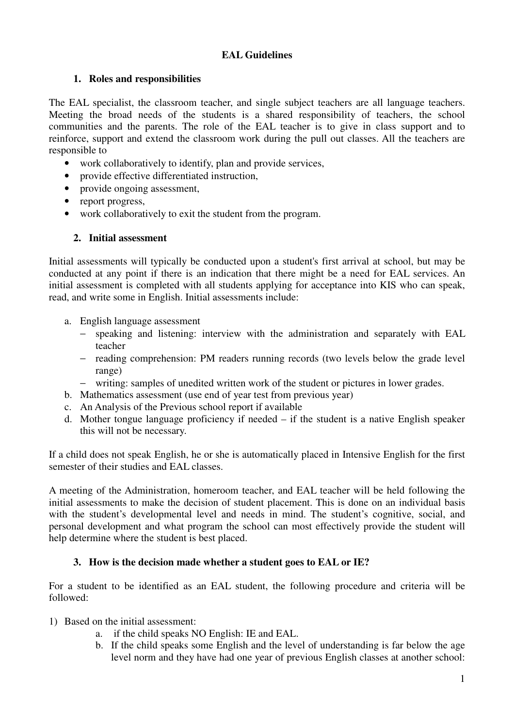# EAL Guidelines

## 1. Roles and responsibilities

The EAL specialist, the classroom teacher, and single subject teachers are all language teachers. Meeting the broad needs of the students is a shared responsibility of teachers, the school communities and the parents. The role of the EAL teacher is to give in class support and to reinforce, support and extend the classroom work during the pull out classes. All the teachers are responsible to

- work collaboratively to identify, plan and provide services,
- provide effective differentiated instruction,
- provide ongoing assessment,
- report progress,
- work collaboratively to exit the student from the program.

## 2. Initial assessment

Initial assessments will typically be conducted upon a student's first arrival at school, but may be conducted at any point if there is an indication that there might be a need for EAL services. An initial assessment is completed with all students applying for acceptance into KIS who can speak, read, and write some in English. Initial assessments include:

a. English language assessment
   - speaking and listening: interview with the administration and separately with EAL teacher
   - reading comprehension: PM readers running records (two levels below the grade level range)
   - writing: samples of unedited written work of the student or pictures in lower grades.
b. Mathematics assessment (use end of year test from previous year)
c. An Analysis of the Previous school report if available
d. Mother tongue language proficiency if needed – if the student is a native English speaker this will not be necessary.

If a child does not speak English, he or she is automatically placed in Intensive English for the first semester of their studies and EAL classes.

A meeting of the Administration, homeroom teacher, and EAL teacher will be held following the initial assessments to make the decision of student placement. This is done on an individual basis with the student's developmental level and needs in mind. The student's cognitive, social, and personal development and what program the school can most effectively provide the student will help determine where the student is best placed.

## 3. How is the decision made whether a student goes to EAL or IE?

For a student to be identified as an EAL student, the following procedure and criteria will be followed:

1) Based on the initial assessment:
   a. if the child speaks NO English: IE and EAL.
   b. If the child speaks some English and the level of understanding is far below the age level norm and they have had one year of previous English classes at another school: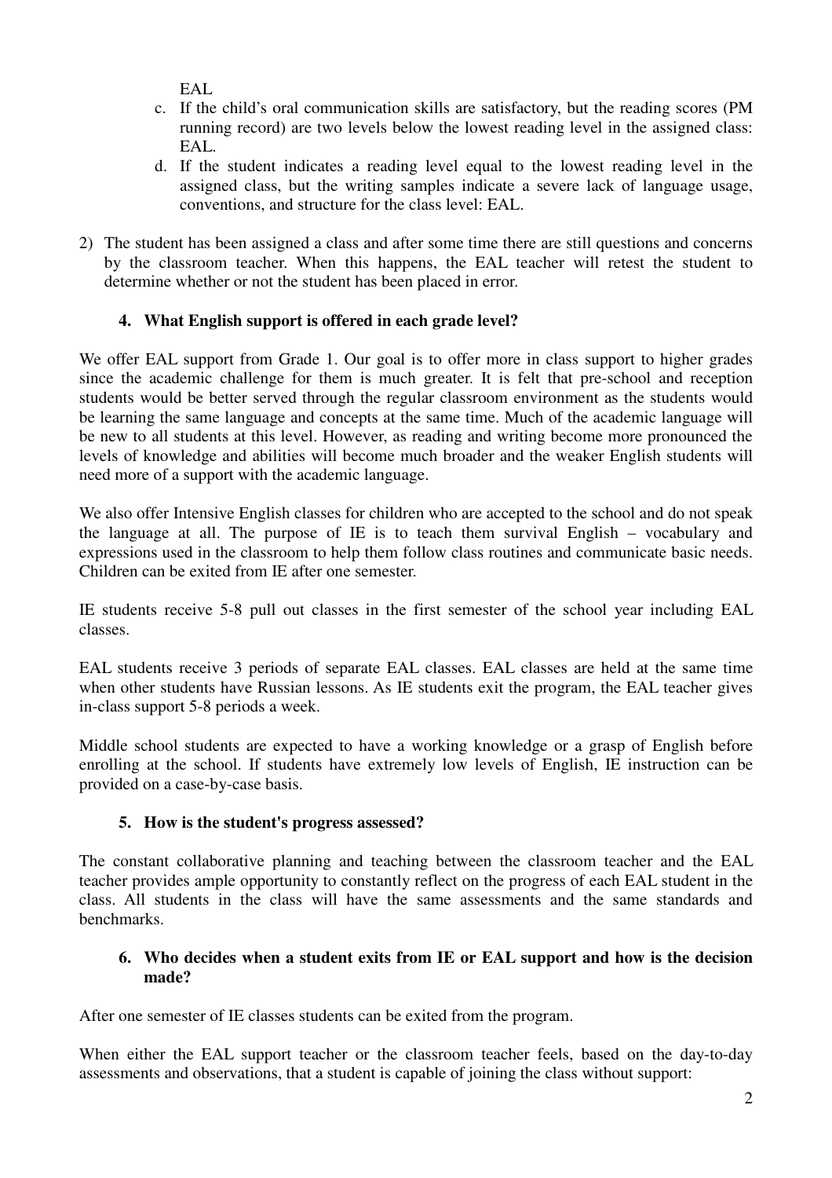EAL

c. If the child's oral communication skills are satisfactory, but the reading scores (PM running record) are two levels below the lowest reading level in the assigned class: EAL.
d. If the student indicates a reading level equal to the lowest reading level in the assigned class, but the writing samples indicate a severe lack of language usage, conventions, and structure for the class level: EAL.

2) The student has been assigned a class and after some time there are still questions and concerns by the classroom teacher. When this happens, the EAL teacher will retest the student to determine whether or not the student has been placed in error.

### 4. What English support is offered in each grade level?

We offer EAL support from Grade 1. Our goal is to offer more in class support to higher grades since the academic challenge for them is much greater. It is felt that pre-school and reception students would be better served through the regular classroom environment as the students would be learning the same language and concepts at the same time. Much of the academic language will be new to all students at this level. However, as reading and writing become more pronounced the levels of knowledge and abilities will become much broader and the weaker English students will need more of a support with the academic language.

We also offer Intensive English classes for children who are accepted to the school and do not speak the language at all. The purpose of IE is to teach them survival English – vocabulary and expressions used in the classroom to help them follow class routines and communicate basic needs. Children can be exited from IE after one semester.

IE students receive 5-8 pull out classes in the first semester of the school year including EAL classes.

EAL students receive 3 periods of separate EAL classes. EAL classes are held at the same time when other students have Russian lessons. As IE students exit the program, the EAL teacher gives in-class support 5-8 periods a week.

Middle school students are expected to have a working knowledge or a grasp of English before enrolling at the school. If students have extremely low levels of English, IE instruction can be provided on a case-by-case basis.

### 5. How is the student's progress assessed?

The constant collaborative planning and teaching between the classroom teacher and the EAL teacher provides ample opportunity to constantly reflect on the progress of each EAL student in the class. All students in the class will have the same assessments and the same standards and benchmarks.

### 6. Who decides when a student exits from IE or EAL support and how is the decision made?

After one semester of IE classes students can be exited from the program.

When either the EAL support teacher or the classroom teacher feels, based on the day-to-day assessments and observations, that a student is capable of joining the class without support: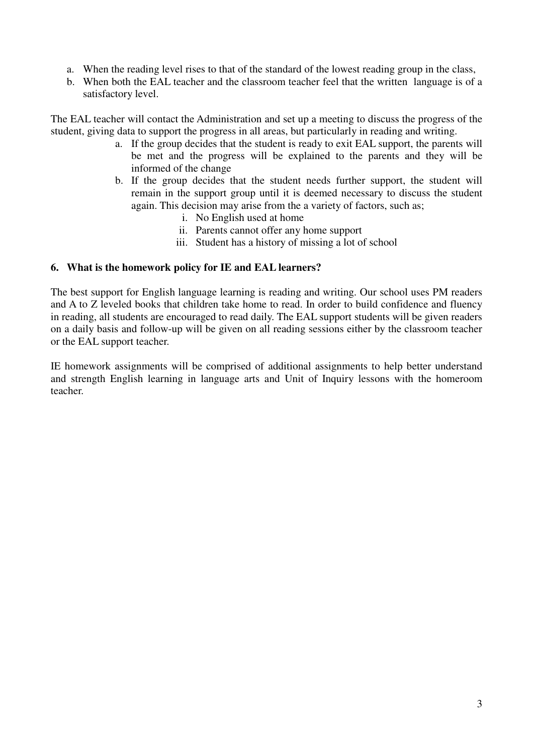a. When the reading level rises to that of the standard of the lowest reading group in the class,
b. When both the EAL teacher and the classroom teacher feel that the written language is of a satisfactory level.

The EAL teacher will contact the Administration and set up a meeting to discuss the progress of the student, giving data to support the progress in all areas, but particularly in reading and writing.

   a. If the group decides that the student is ready to exit EAL support, the parents will be met and the progress will be explained to the parents and they will be informed of the change
   b. If the group decides that the student needs further support, the student will remain in the support group until it is deemed necessary to discuss the student again. This decision may arise from the a variety of factors, such as;
      i. No English used at home
      ii. Parents cannot offer any home support
      iii. Student has a history of missing a lot of school

**6. What is the homework policy for IE and EAL learners?**

The best support for English language learning is reading and writing. Our school uses PM readers and A to Z leveled books that children take home to read. In order to build confidence and fluency in reading, all students are encouraged to read daily. The EAL support students will be given readers on a daily basis and follow-up will be given on all reading sessions either by the classroom teacher or the EAL support teacher.

IE homework assignments will be comprised of additional assignments to help better understand and strength English learning in language arts and Unit of Inquiry lessons with the homeroom teacher.